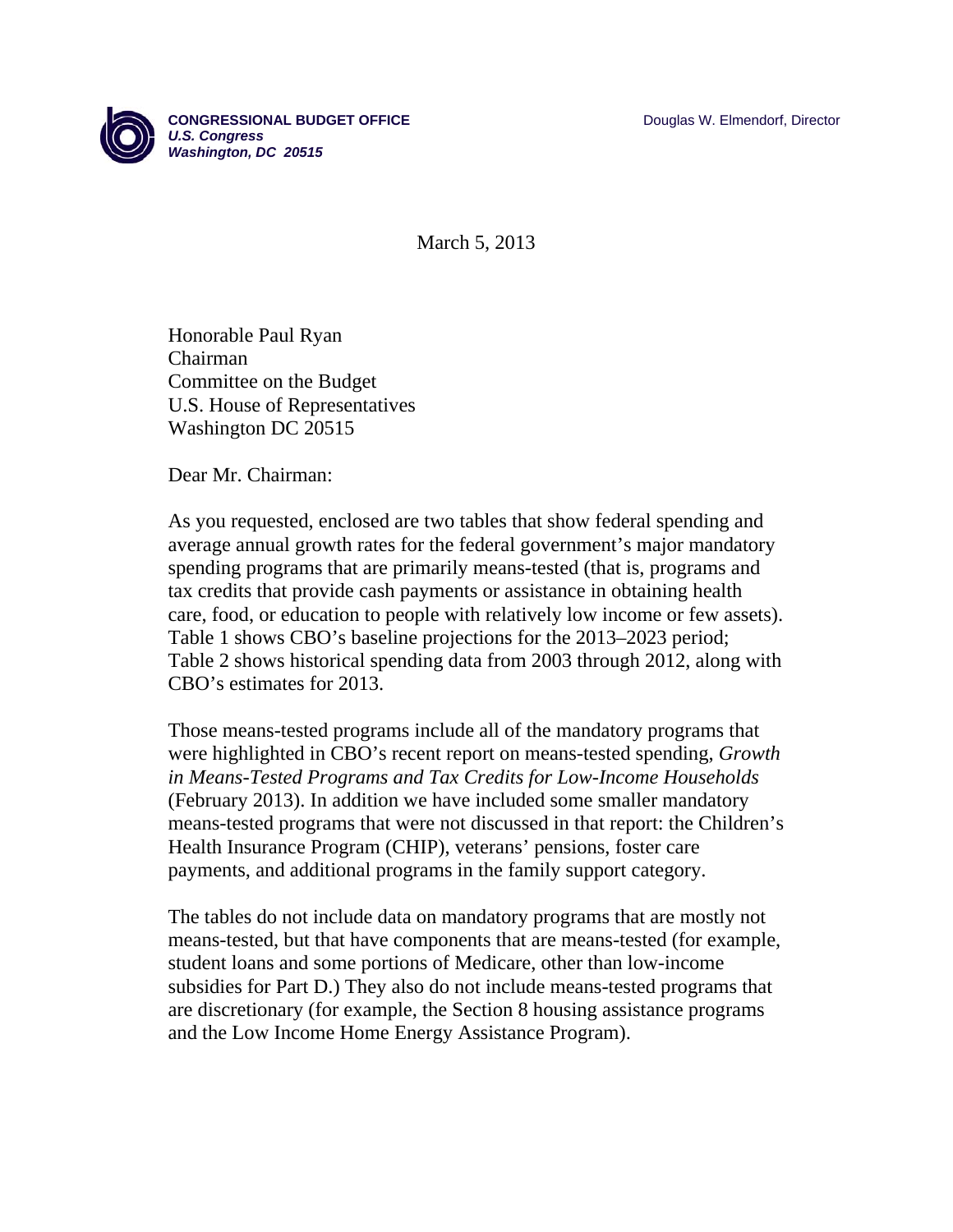**CONGRESSIONAL BUDGET OFFICE**
***U.S. Congress***
***Washington, DC 20515***

Douglas W. Elmendorf, Director

March 5, 2013

Honorable Paul Ryan
Chairman
Committee on the Budget
U.S. House of Representatives
Washington DC 20515

Dear Mr. Chairman:

As you requested, enclosed are two tables that show federal spending and average annual growth rates for the federal government's major mandatory spending programs that are primarily means-tested (that is, programs and tax credits that provide cash payments or assistance in obtaining health care, food, or education to people with relatively low income or few assets). Table 1 shows CBO's baseline projections for the 2013–2023 period; Table 2 shows historical spending data from 2003 through 2012, along with CBO's estimates for 2013.

Those means-tested programs include all of the mandatory programs that were highlighted in CBO's recent report on means-tested spending, *Growth in Means-Tested Programs and Tax Credits for Low-Income Households* (February 2013). In addition we have included some smaller mandatory means-tested programs that were not discussed in that report: the Children's Health Insurance Program (CHIP), veterans' pensions, foster care payments, and additional programs in the family support category.

The tables do not include data on mandatory programs that are mostly not means-tested, but that have components that are means-tested (for example, student loans and some portions of Medicare, other than low-income subsidies for Part D.) They also do not include means-tested programs that are discretionary (for example, the Section 8 housing assistance programs and the Low Income Home Energy Assistance Program).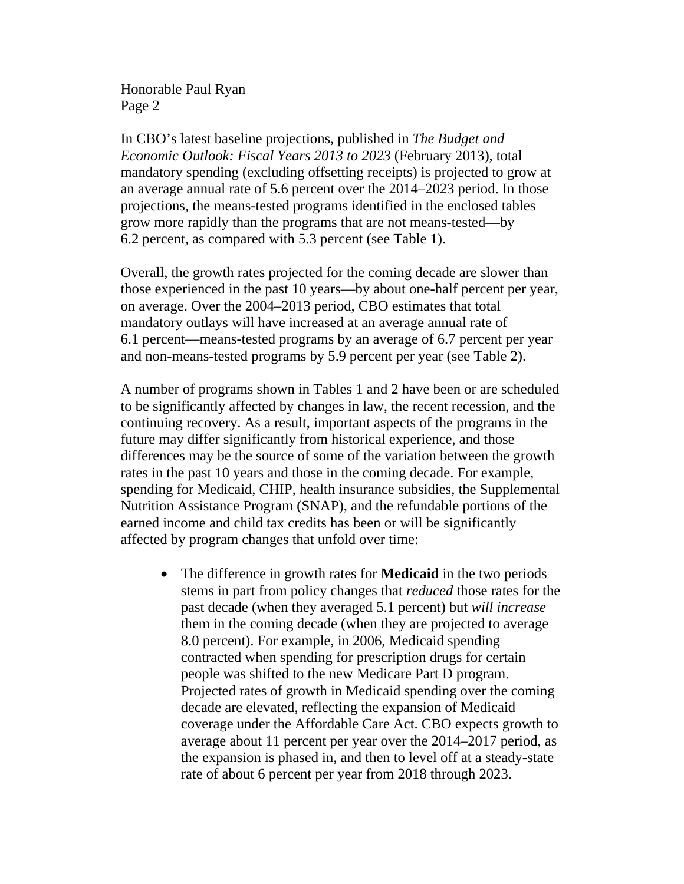In CBO's latest baseline projections, published in *The Budget and Economic Outlook: Fiscal Years 2013 to 2023* (February 2013), total mandatory spending (excluding offsetting receipts) is projected to grow at an average annual rate of 5.6 percent over the 2014–2023 period. In those projections, the means-tested programs identified in the enclosed tables grow more rapidly than the programs that are not means-tested—by 6.2 percent, as compared with 5.3 percent (see Table 1).

Overall, the growth rates projected for the coming decade are slower than those experienced in the past 10 years—by about one-half percent per year, on average. Over the 2004–2013 period, CBO estimates that total mandatory outlays will have increased at an average annual rate of 6.1 percent—means-tested programs by an average of 6.7 percent per year and non-means-tested programs by 5.9 percent per year (see Table 2).

A number of programs shown in Tables 1 and 2 have been or are scheduled to be significantly affected by changes in law, the recent recession, and the continuing recovery. As a result, important aspects of the programs in the future may differ significantly from historical experience, and those differences may be the source of some of the variation between the growth rates in the past 10 years and those in the coming decade. For example, spending for Medicaid, CHIP, health insurance subsidies, the Supplemental Nutrition Assistance Program (SNAP), and the refundable portions of the earned income and child tax credits has been or will be significantly affected by program changes that unfold over time:

- The difference in growth rates for **Medicaid** in the two periods stems in part from policy changes that *reduced* those rates for the past decade (when they averaged 5.1 percent) but *will increase* them in the coming decade (when they are projected to average 8.0 percent). For example, in 2006, Medicaid spending contracted when spending for prescription drugs for certain people was shifted to the new Medicare Part D program. Projected rates of growth in Medicaid spending over the coming decade are elevated, reflecting the expansion of Medicaid coverage under the Affordable Care Act. CBO expects growth to average about 11 percent per year over the 2014–2017 period, as the expansion is phased in, and then to level off at a steady-state rate of about 6 percent per year from 2018 through 2023.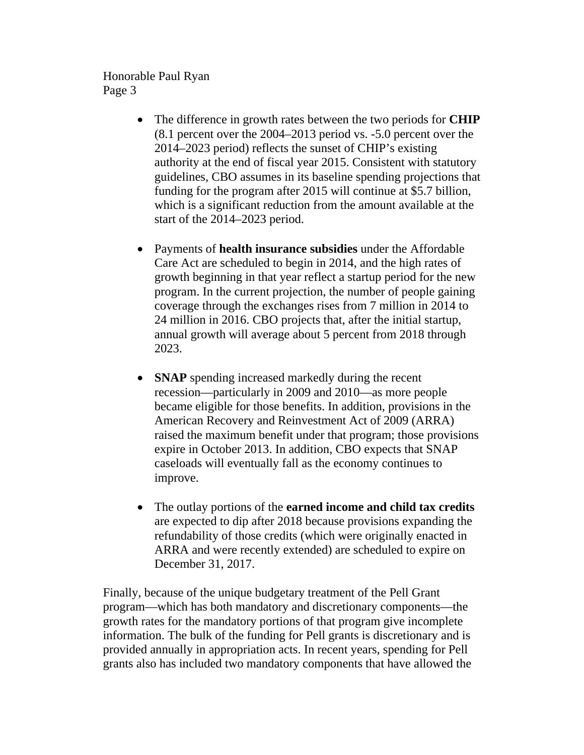- The difference in growth rates between the two periods for **CHIP** (8.1 percent over the 2004–2013 period vs. -5.0 percent over the 2014–2023 period) reflects the sunset of CHIP's existing authority at the end of fiscal year 2015. Consistent with statutory guidelines, CBO assumes in its baseline spending projections that funding for the program after 2015 will continue at $5.7 billion, which is a significant reduction from the amount available at the start of the 2014–2023 period.

- Payments of **health insurance subsidies** under the Affordable Care Act are scheduled to begin in 2014, and the high rates of growth beginning in that year reflect a startup period for the new program. In the current projection, the number of people gaining coverage through the exchanges rises from 7 million in 2014 to 24 million in 2016. CBO projects that, after the initial startup, annual growth will average about 5 percent from 2018 through 2023.

- **SNAP** spending increased markedly during the recent recession—particularly in 2009 and 2010—as more people became eligible for those benefits. In addition, provisions in the American Recovery and Reinvestment Act of 2009 (ARRA) raised the maximum benefit under that program; those provisions expire in October 2013. In addition, CBO expects that SNAP caseloads will eventually fall as the economy continues to improve.

- The outlay portions of the **earned income and child tax credits** are expected to dip after 2018 because provisions expanding the refundability of those credits (which were originally enacted in ARRA and were recently extended) are scheduled to expire on December 31, 2017.

Finally, because of the unique budgetary treatment of the Pell Grant program—which has both mandatory and discretionary components—the growth rates for the mandatory portions of that program give incomplete information. The bulk of the funding for Pell grants is discretionary and is provided annually in appropriation acts. In recent years, spending for Pell grants also has included two mandatory components that have allowed the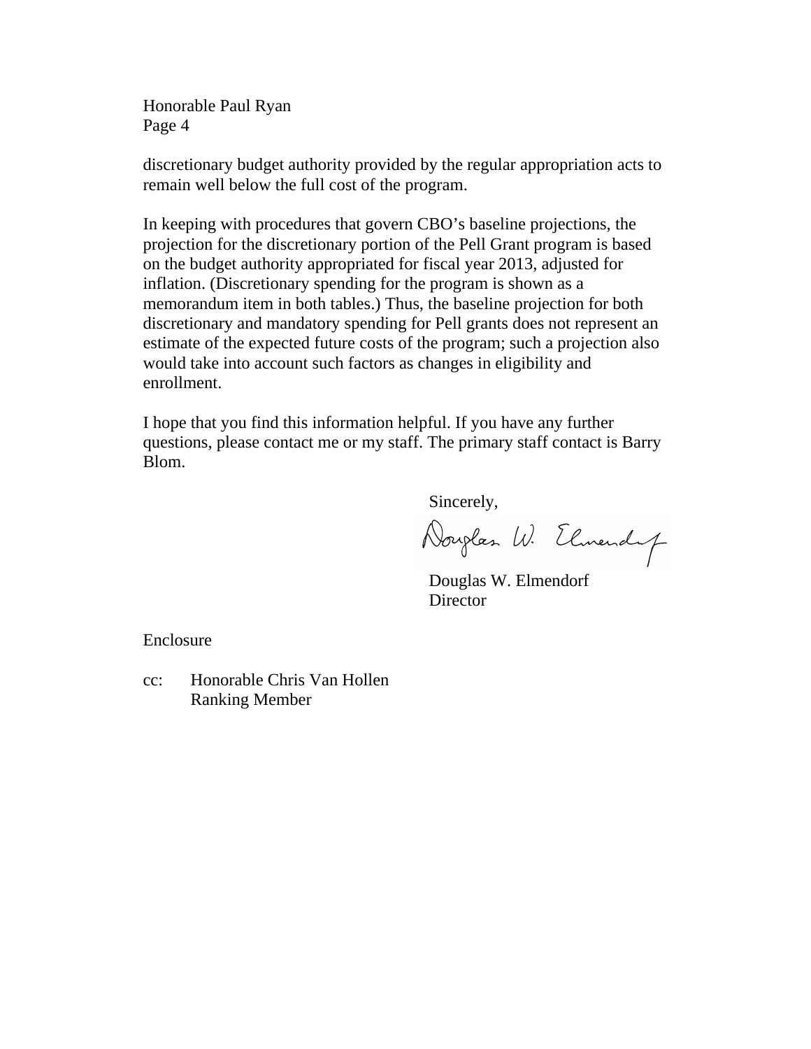discretionary budget authority provided by the regular appropriation acts to remain well below the full cost of the program.

In keeping with procedures that govern CBO's baseline projections, the projection for the discretionary portion of the Pell Grant program is based on the budget authority appropriated for fiscal year 2013, adjusted for inflation. (Discretionary spending for the program is shown as a memorandum item in both tables.) Thus, the baseline projection for both discretionary and mandatory spending for Pell grants does not represent an estimate of the expected future costs of the program; such a projection also would take into account such factors as changes in eligibility and enrollment.

I hope that you find this information helpful. If you have any further questions, please contact me or my staff. The primary staff contact is Barry Blom.

Sincerely,

Douglas W. Elmendorf
Director

Enclosure

cc: Honorable Chris Van Hollen
Ranking Member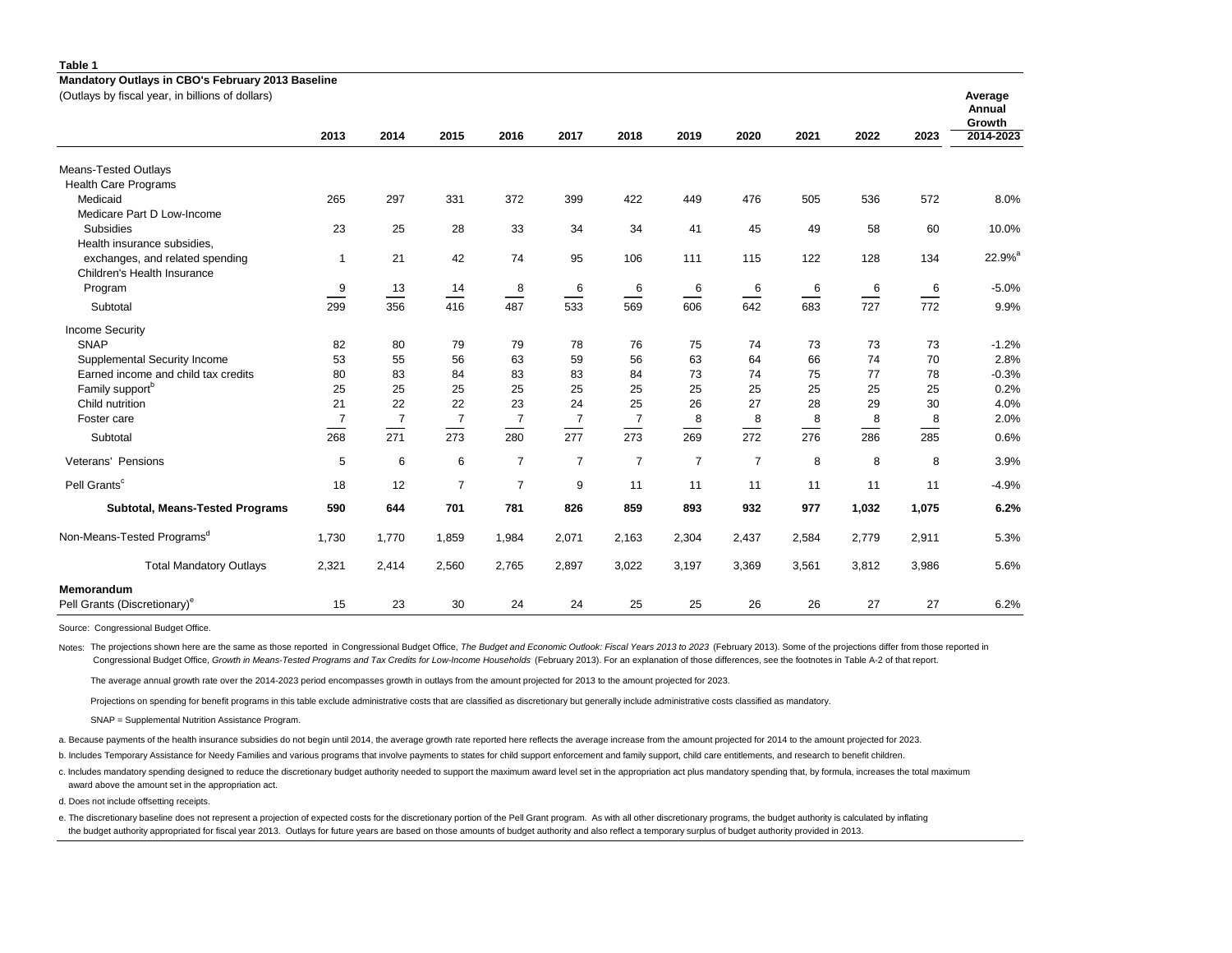**Table 1**

**Mandatory Outlays in CBO's February 2013 Baseline**

(Outlays by fiscal year, in billions of dollars)

| | 2013 | 2014 | 2015 | 2016 | 2017 | 2018 | 2019 | 2020 | 2021 | 2022 | 2023 | Average Annual Growth 2014-2023 |
|---|---|---|---|---|---|---|---|---|---|---|---|---|
| Means-Tested Outlays | | | | | | | | | | | | |
| Health Care Programs | | | | | | | | | | | | |
| Medicaid | 265 | 297 | 331 | 372 | 399 | 422 | 449 | 476 | 505 | 536 | 572 | 8.0% |
| Medicare Part D Low-Income Subsidies | 23 | 25 | 28 | 33 | 34 | 34 | 41 | 45 | 49 | 58 | 60 | 10.0% |
| Health insurance subsidies, exchanges, and related spending | 1 | 21 | 42 | 74 | 95 | 106 | 111 | 115 | 122 | 128 | 134 | 22.9%[a] |
| Children's Health Insurance Program | 9 | 13 | 14 | 8 | 6 | 6 | 6 | 6 | 6 | 6 | 6 | -5.0% |
| Subtotal | 299 | 356 | 416 | 487 | 533 | 569 | 606 | 642 | 683 | 727 | 772 | 9.9% |
| Income Security | | | | | | | | | | | | |
| SNAP | 82 | 80 | 79 | 79 | 78 | 76 | 75 | 74 | 73 | 73 | 73 | -1.2% |
| Supplemental Security Income | 53 | 55 | 56 | 63 | 59 | 56 | 63 | 64 | 66 | 74 | 70 | 2.8% |
| Earned income and child tax credits | 80 | 83 | 84 | 83 | 83 | 84 | 73 | 74 | 75 | 77 | 78 | -0.3% |
| Family support[b] | 25 | 25 | 25 | 25 | 25 | 25 | 25 | 25 | 25 | 25 | 25 | 0.2% |
| Child nutrition | 21 | 22 | 22 | 23 | 24 | 25 | 26 | 27 | 28 | 29 | 30 | 4.0% |
| Foster care | 7 | 7 | 7 | 7 | 7 | 7 | 8 | 8 | 8 | 8 | 8 | 2.0% |
| Subtotal | 268 | 271 | 273 | 280 | 277 | 273 | 269 | 272 | 276 | 286 | 285 | 0.6% |
| Veterans' Pensions | 5 | 6 | 6 | 7 | 7 | 7 | 7 | 7 | 8 | 8 | 8 | 3.9% |
| Pell Grants[c] | 18 | 12 | 7 | 7 | 9 | 11 | 11 | 11 | 11 | 11 | 11 | -4.9% |
| **Subtotal, Means-Tested Programs** | **590** | **644** | **701** | **781** | **826** | **859** | **893** | **932** | **977** | **1,032** | **1,075** | **6.2%** |
| Non-Means-Tested Programs[d] | 1,730 | 1,770 | 1,859 | 1,984 | 2,071 | 2,163 | 2,304 | 2,437 | 2,584 | 2,779 | 2,911 | 5.3% |
| Total Mandatory Outlays | 2,321 | 2,414 | 2,560 | 2,765 | 2,897 | 3,022 | 3,197 | 3,369 | 3,561 | 3,812 | 3,986 | 5.6% |
| **Memorandum** | | | | | | | | | | | | |
| Pell Grants (Discretionary)[e] | 15 | 23 | 30 | 24 | 24 | 25 | 25 | 26 | 26 | 27 | 27 | 6.2% |

Source: Congressional Budget Office.

Notes: The projections shown here are the same as those reported in Congressional Budget Office, *The Budget and Economic Outlook: Fiscal Years 2013 to 2023* (February 2013). Some of the projections differ from those reported in Congressional Budget Office, *Growth in Means-Tested Programs and Tax Credits for Low-Income Households* (February 2013). For an explanation of those differences, see the footnotes in Table A-2 of that report.

The average annual growth rate over the 2014-2023 period encompasses growth in outlays from the amount projected for 2013 to the amount projected for 2023.

Projections on spending for benefit programs in this table exclude administrative costs that are classified as discretionary but generally include administrative costs classified as mandatory.

SNAP = Supplemental Nutrition Assistance Program.

a. Because payments of the health insurance subsidies do not begin until 2014, the average growth rate reported here reflects the average increase from the amount projected for 2014 to the amount projected for 2023.

b. Includes Temporary Assistance for Needy Families and various programs that involve payments to states for child support enforcement and family support, child care entitlements, and research to benefit children.

c. Includes mandatory spending designed to reduce the discretionary budget authority needed to support the maximum award level set in the appropriation act plus mandatory spending that, by formula, increases the total maximum award above the amount set in the appropriation act.

d. Does not include offsetting receipts.

e. The discretionary baseline does not represent a projection of expected costs for the discretionary portion of the Pell Grant program. As with all other discretionary programs, the budget authority is calculated by inflating the budget authority appropriated for fiscal year 2013. Outlays for future years are based on those amounts of budget authority and also reflect a temporary surplus of budget authority provided in 2013.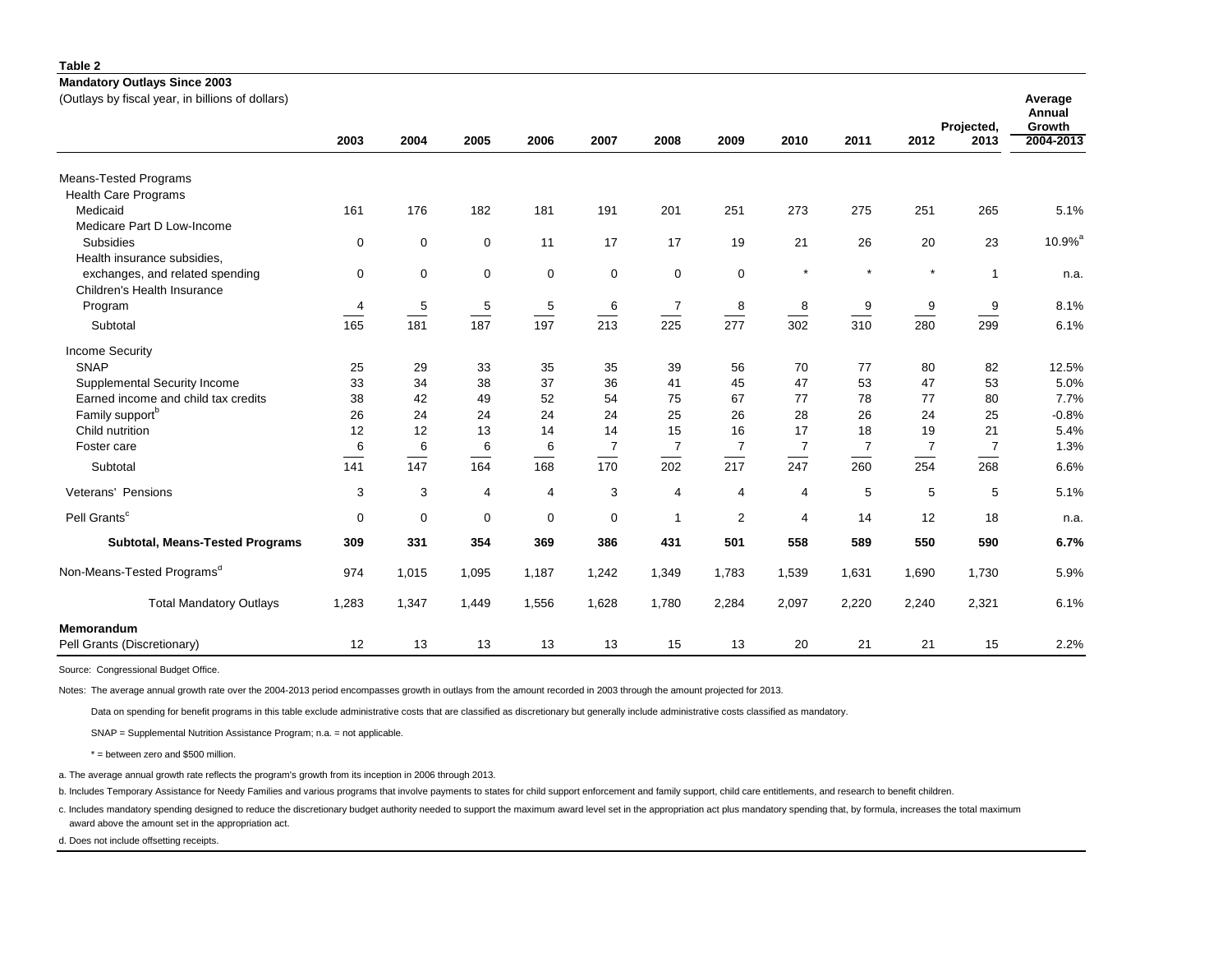**Table 2**

**Mandatory Outlays Since 2003**

(Outlays by fiscal year, in billions of dollars)

| | 2003 | 2004 | 2005 | 2006 | 2007 | 2008 | 2009 | 2010 | 2011 | 2012 | Projected, 2013 | Average Annual Growth 2004-2013 |
|---|---|---|---|---|---|---|---|---|---|---|---|---|
| Means-Tested Programs | | | | | | | | | | | | |
| Health Care Programs | | | | | | | | | | | | |
| Medicaid | 161 | 176 | 182 | 181 | 191 | 201 | 251 | 273 | 275 | 251 | 265 | 5.1% |
| Medicare Part D Low-Income Subsidies | 0 | 0 | 0 | 11 | 17 | 17 | 19 | 21 | 26 | 20 | 23 | 10.9%[a] |
| Health insurance subsidies, exchanges, and related spending | 0 | 0 | 0 | 0 | 0 | 0 | 0 | * | * | * | 1 | n.a. |
| Children's Health Insurance Program | 4 | 5 | 5 | 5 | 6 | 7 | 8 | 8 | 9 | 9 | 9 | 8.1% |
| Subtotal | 165 | 181 | 187 | 197 | 213 | 225 | 277 | 302 | 310 | 280 | 299 | 6.1% |
| Income Security | | | | | | | | | | | | |
| SNAP | 25 | 29 | 33 | 35 | 35 | 39 | 56 | 70 | 77 | 80 | 82 | 12.5% |
| Supplemental Security Income | 33 | 34 | 38 | 37 | 36 | 41 | 45 | 47 | 53 | 47 | 53 | 5.0% |
| Earned income and child tax credits | 38 | 42 | 49 | 52 | 54 | 75 | 67 | 77 | 78 | 77 | 80 | 7.7% |
| Family support[b] | 26 | 24 | 24 | 24 | 24 | 25 | 26 | 28 | 26 | 24 | 25 | -0.8% |
| Child nutrition | 12 | 12 | 13 | 14 | 14 | 15 | 16 | 17 | 18 | 19 | 21 | 5.4% |
| Foster care | 6 | 6 | 6 | 6 | 7 | 7 | 7 | 7 | 7 | 7 | 7 | 1.3% |
| Subtotal | 141 | 147 | 164 | 168 | 170 | 202 | 217 | 247 | 260 | 254 | 268 | 6.6% |
| Veterans' Pensions | 3 | 3 | 4 | 4 | 3 | 4 | 4 | 4 | 5 | 5 | 5 | 5.1% |
| Pell Grants[c] | 0 | 0 | 0 | 0 | 0 | 1 | 2 | 4 | 14 | 12 | 18 | n.a. |
| **Subtotal, Means-Tested Programs** | **309** | **331** | **354** | **369** | **386** | **431** | **501** | **558** | **589** | **550** | **590** | **6.7%** |
| Non-Means-Tested Programs[d] | 974 | 1,015 | 1,095 | 1,187 | 1,242 | 1,349 | 1,783 | 1,539 | 1,631 | 1,690 | 1,730 | 5.9% |
| Total Mandatory Outlays | 1,283 | 1,347 | 1,449 | 1,556 | 1,628 | 1,780 | 2,284 | 2,097 | 2,220 | 2,240 | 2,321 | 6.1% |
| **Memorandum** | | | | | | | | | | | | |
| Pell Grants (Discretionary) | 12 | 13 | 13 | 13 | 13 | 15 | 13 | 20 | 21 | 21 | 15 | 2.2% |

Source: Congressional Budget Office.

Notes: The average annual growth rate over the 2004-2013 period encompasses growth in outlays from the amount recorded in 2003 through the amount projected for 2013.

Data on spending for benefit programs in this table exclude administrative costs that are classified as discretionary but generally include administrative costs classified as mandatory.

SNAP = Supplemental Nutrition Assistance Program; n.a. = not applicable.

* = between zero and $500 million.

a. The average annual growth rate reflects the program's growth from its inception in 2006 through 2013.

b. Includes Temporary Assistance for Needy Families and various programs that involve payments to states for child support enforcement and family support, child care entitlements, and research to benefit children.

c. Includes mandatory spending designed to reduce the discretionary budget authority needed to support the maximum award level set in the appropriation act plus mandatory spending that, by formula, increases the total maximum award above the amount set in the appropriation act.

d. Does not include offsetting receipts.